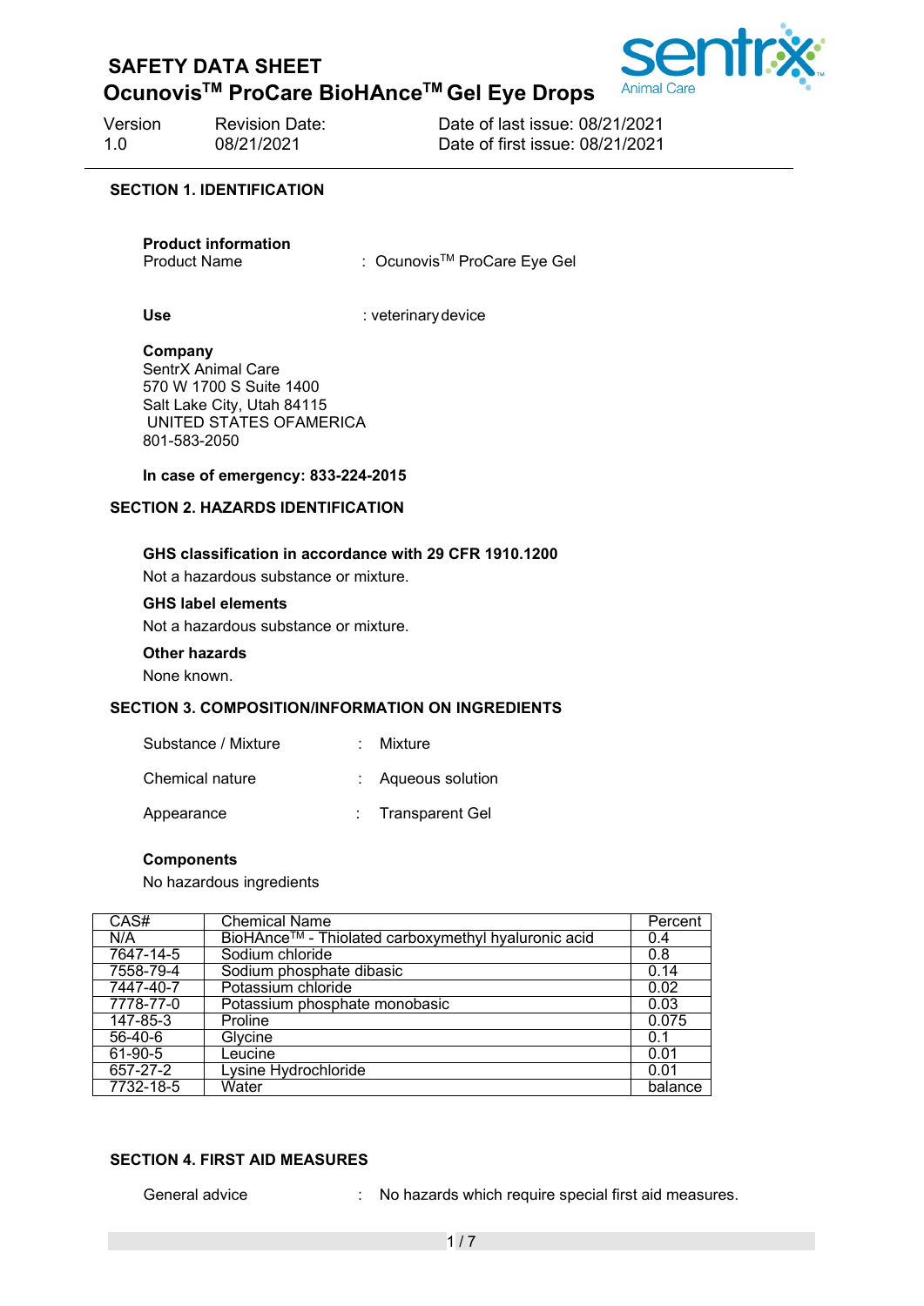# SAFETY DATA SHEET

## Ocunovis™ ProCare BioHAnce™ Gel Eye Drops

| Version | Revision Date: | Date of last issue: 08/21/2021 |
|---|---|---|
| 1.0 | 08/21/2021 | Date of first issue: 08/21/2021 |

## SECTION 1. IDENTIFICATION

**Product information**

Product Name : Ocunovis™ ProCare Eye Gel

**Use** : veterinary device

**Company**
SentrX Animal Care
570 W 1700 S Suite 1400
Salt Lake City, Utah 84115
UNITED STATES OFAMERICA
801-583-2050

**In case of emergency: 833-224-2015**

## SECTION 2. HAZARDS IDENTIFICATION

**GHS classification in accordance with 29 CFR 1910.1200**

Not a hazardous substance or mixture.

**GHS label elements**

Not a hazardous substance or mixture.

**Other hazards**

None known.

## SECTION 3. COMPOSITION/INFORMATION ON INGREDIENTS

Substance / Mixture : Mixture

Chemical nature : Aqueous solution

Appearance : Transparent Gel

**Components**

No hazardous ingredients

| CAS# | Chemical Name | Percent |
|---|---|---|
| N/A | BioHAnce™ - Thiolated carboxymethyl hyaluronic acid | 0.4 |
| 7647-14-5 | Sodium chloride | 0.8 |
| 7558-79-4 | Sodium phosphate dibasic | 0.14 |
| 7447-40-7 | Potassium chloride | 0.02 |
| 7778-77-0 | Potassium phosphate monobasic | 0.03 |
| 147-85-3 | Proline | 0.075 |
| 56-40-6 | Glycine | 0.1 |
| 61-90-5 | Leucine | 0.01 |
| 657-27-2 | Lysine Hydrochloride | 0.01 |
| 7732-18-5 | Water | balance |

## SECTION 4. FIRST AID MEASURES

General advice : No hazards which require special first aid measures.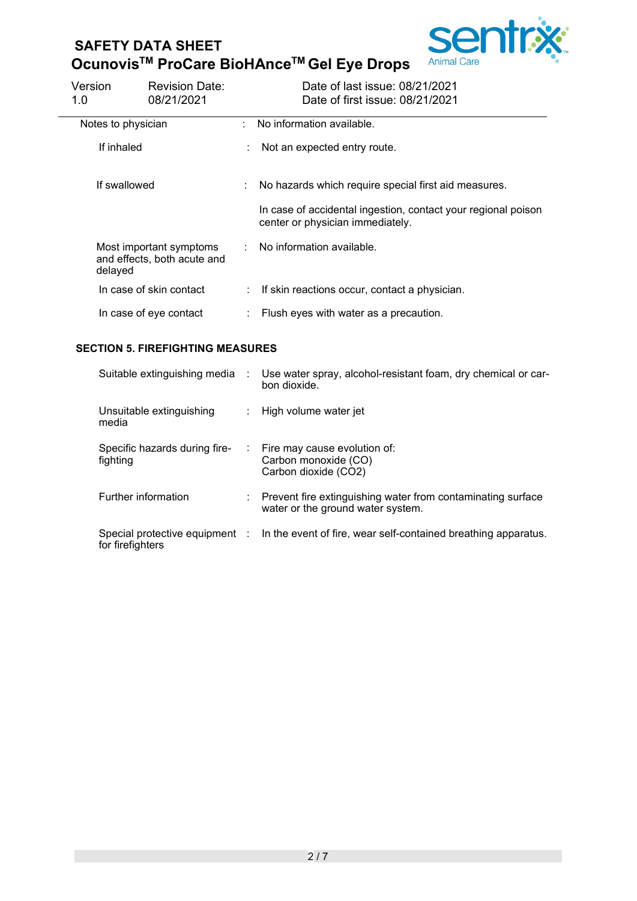| | | |
|---|---|---|
| Notes to physician | : | No information available. |
| If inhaled | : | Not an expected entry route. |
| If swallowed | : | No hazards which require special first aid measures.<br><br>In case of accidental ingestion, contact your regional poison center or physician immediately. |
| Most important symptoms and effects, both acute and delayed | : | No information available. |
| In case of skin contact | : | If skin reactions occur, contact a physician. |
| In case of eye contact | : | Flush eyes with water as a precaution. |

## SECTION 5. FIREFIGHTING MEASURES

| | | |
|---|---|---|
| Suitable extinguishing media | : | Use water spray, alcohol-resistant foam, dry chemical or carbon dioxide. |
| Unsuitable extinguishing media | : | High volume water jet |
| Specific hazards during firefighting | : | Fire may cause evolution of:<br>Carbon monoxide (CO)<br>Carbon dioxide ($CO_2$) |
| Further information | : | Prevent fire extinguishing water from contaminating surface water or the ground water system. |
| Special protective equipment for firefighters | : | In the event of fire, wear self-contained breathing apparatus. |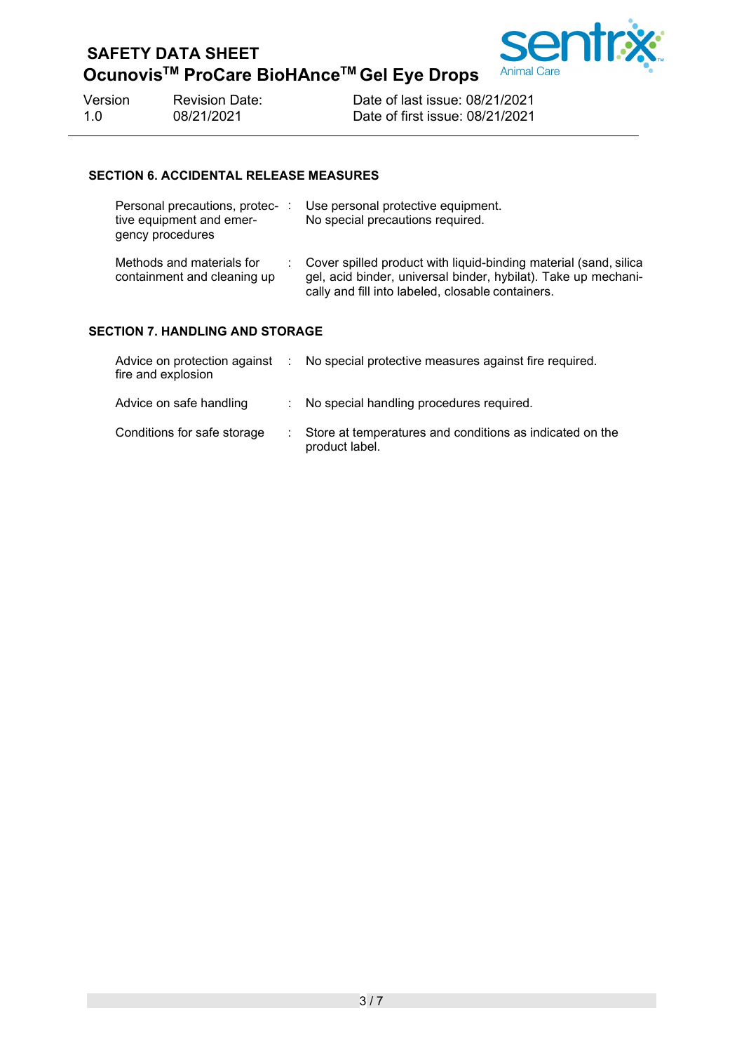## SECTION 6. ACCIDENTAL RELEASE MEASURES

| | |
|---|---|
| Personal precautions, protective equipment and emergency procedures | Use personal protective equipment.<br>No special precautions required. |
| Methods and materials for containment and cleaning up | Cover spilled product with liquid-binding material (sand, silica gel, acid binder, universal binder, hybilat). Take up mechanically and fill into labeled, closable containers. |

## SECTION 7. HANDLING AND STORAGE

| | |
|---|---|
| Advice on protection against fire and explosion | No special protective measures against fire required. |
| Advice on safe handling | No special handling procedures required. |
| Conditions for safe storage | Store at temperatures and conditions as indicated on the product label. |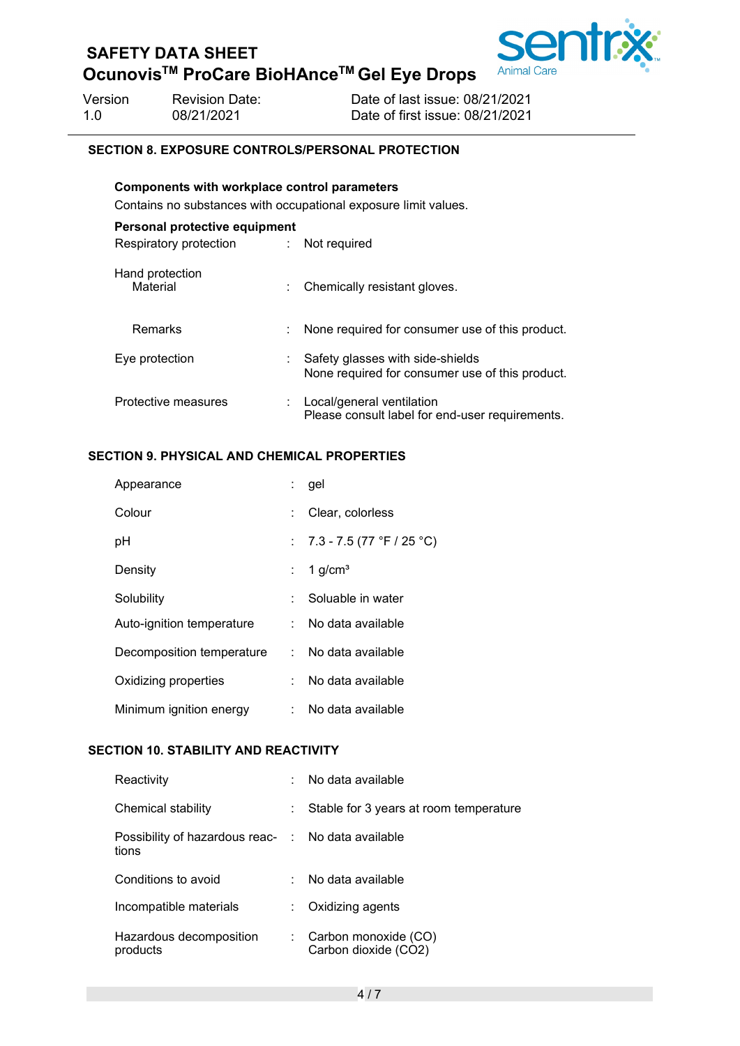## SECTION 8. EXPOSURE CONTROLS/PERSONAL PROTECTION

**Components with workplace control parameters**

Contains no substances with occupational exposure limit values.

**Personal protective equipment**

| | | |
|---|---|---|
| Respiratory protection | : | Not required |
| Hand protection<br>Material | : | Chemically resistant gloves. |
| Remarks | : | None required for consumer use of this product. |
| Eye protection | : | Safety glasses with side-shields<br>None required for consumer use of this product. |
| Protective measures | : | Local/general ventilation<br>Please consult label for end-user requirements. |

## SECTION 9. PHYSICAL AND CHEMICAL PROPERTIES

| | | |
|---|---|---|
| Appearance | : | gel |
| Colour | : | Clear, colorless |
| pH | : | 7.3 - 7.5 (77 °F / 25 °C) |
| Density | : | 1 g/cm³ |
| Solubility | : | Soluable in water |
| Auto-ignition temperature | : | No data available |
| Decomposition temperature | : | No data available |
| Oxidizing properties | : | No data available |
| Minimum ignition energy | : | No data available |

## SECTION 10. STABILITY AND REACTIVITY

| | | |
|---|---|---|
| Reactivity | : | No data available |
| Chemical stability | : | Stable for 3 years at room temperature |
| Possibility of hazardous reactions | : | No data available |
| Conditions to avoid | : | No data available |
| Incompatible materials | : | Oxidizing agents |
| Hazardous decomposition products | : | Carbon monoxide (CO)<br>Carbon dioxide ($CO_2$) |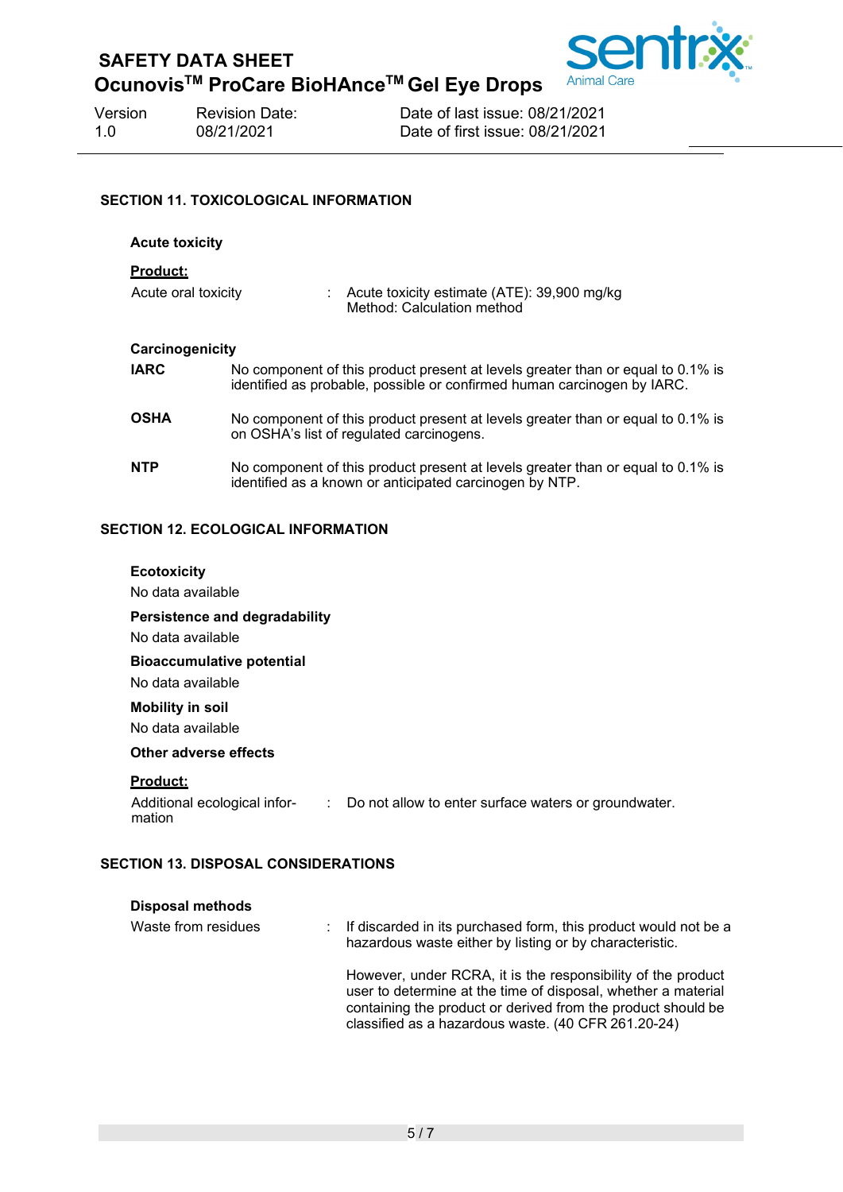## SECTION 11. TOXICOLOGICAL INFORMATION

### Acute toxicity

**Product:**

Acute oral toxicity : Acute toxicity estimate (ATE): 39,900 mg/kg
Method: Calculation method

### Carcinogenicity

**IARC** No component of this product present at levels greater than or equal to 0.1% is identified as probable, possible or confirmed human carcinogen by IARC.

**OSHA** No component of this product present at levels greater than or equal to 0.1% is on OSHA's list of regulated carcinogens.

**NTP** No component of this product present at levels greater than or equal to 0.1% is identified as a known or anticipated carcinogen by NTP.

## SECTION 12. ECOLOGICAL INFORMATION

### Ecotoxicity

No data available

### Persistence and degradability

No data available

### Bioaccumulative potential

No data available

### Mobility in soil

No data available

### Other adverse effects

**Product:**

Additional ecological information : Do not allow to enter surface waters or groundwater.

## SECTION 13. DISPOSAL CONSIDERATIONS

### Disposal methods

Waste from residues : If discarded in its purchased form, this product would not be a hazardous waste either by listing or by characteristic.

However, under RCRA, it is the responsibility of the product user to determine at the time of disposal, whether a material containing the product or derived from the product should be classified as a hazardous waste. (40 CFR 261.20-24)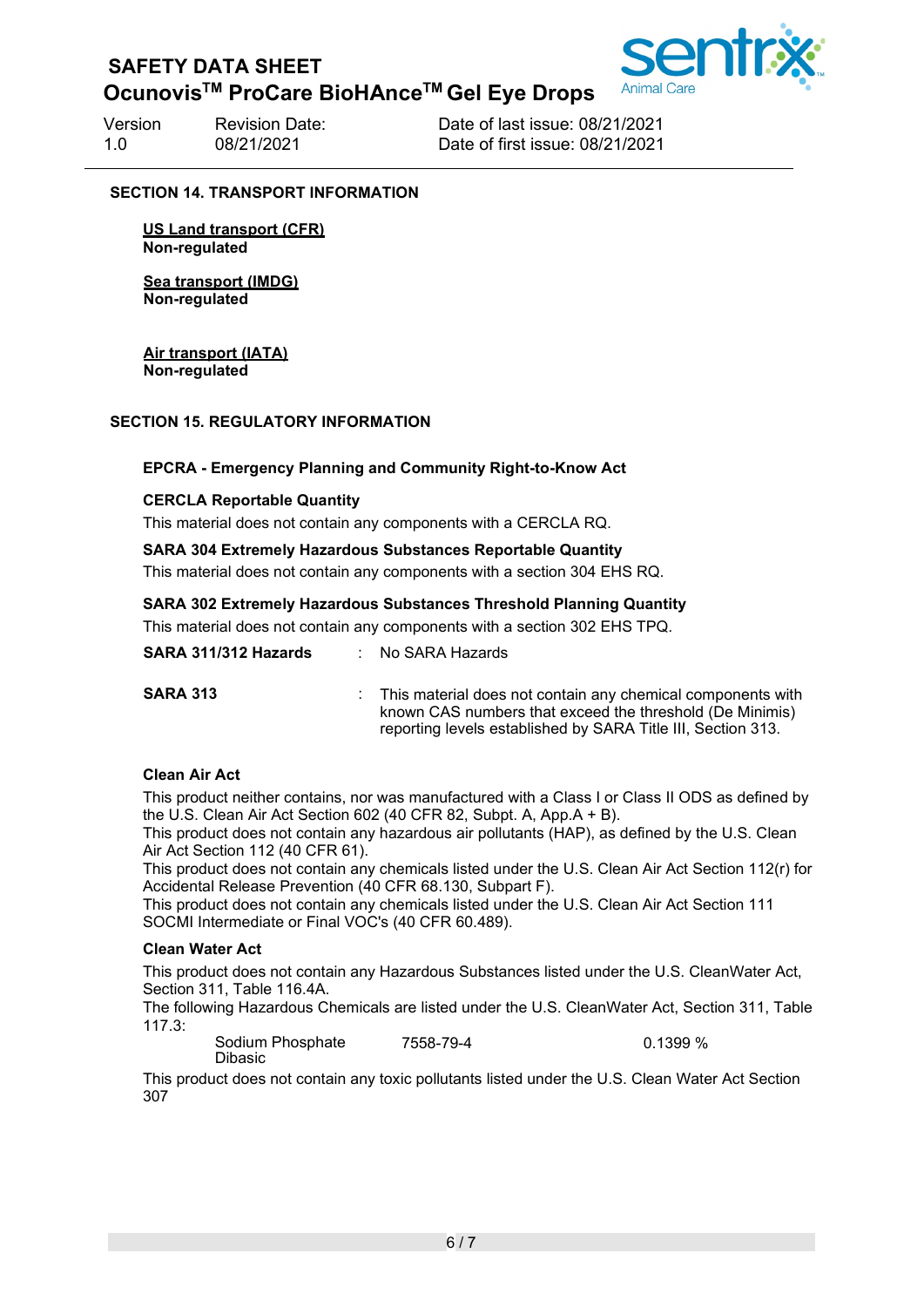## SECTION 14. TRANSPORT INFORMATION

**US Land transport (CFR)**
**Non-regulated**

**Sea transport (IMDG)**
**Non-regulated**

**Air transport (IATA)**
**Non-regulated**

## SECTION 15. REGULATORY INFORMATION

**EPCRA - Emergency Planning and Community Right-to-Know Act**

**CERCLA Reportable Quantity**

This material does not contain any components with a CERCLA RQ.

**SARA 304 Extremely Hazardous Substances Reportable Quantity**

This material does not contain any components with a section 304 EHS RQ.

**SARA 302 Extremely Hazardous Substances Threshold Planning Quantity**

This material does not contain any components with a section 302 EHS TPQ.

**SARA 311/312 Hazards** : No SARA Hazards

**SARA 313** : This material does not contain any chemical components with known CAS numbers that exceed the threshold (De Minimis) reporting levels established by SARA Title III, Section 313.

**Clean Air Act**

This product neither contains, nor was manufactured with a Class I or Class II ODS as defined by the U.S. Clean Air Act Section 602 (40 CFR 82, Subpt. A, App.A + B).
This product does not contain any hazardous air pollutants (HAP), as defined by the U.S. Clean Air Act Section 112 (40 CFR 61).
This product does not contain any chemicals listed under the U.S. Clean Air Act Section 112(r) for Accidental Release Prevention (40 CFR 68.130, Subpart F).
This product does not contain any chemicals listed under the U.S. Clean Air Act Section 111 SOCMI Intermediate or Final VOC's (40 CFR 60.489).

**Clean Water Act**

This product does not contain any Hazardous Substances listed under the U.S. CleanWater Act, Section 311, Table 116.4A.
The following Hazardous Chemicals are listed under the U.S. CleanWater Act, Section 311, Table 117.3:

| | | |
|---|---|---|
| Sodium Phosphate Dibasic | 7558-79-4 | 0.1399 % |

This product does not contain any toxic pollutants listed under the U.S. Clean Water Act Section 307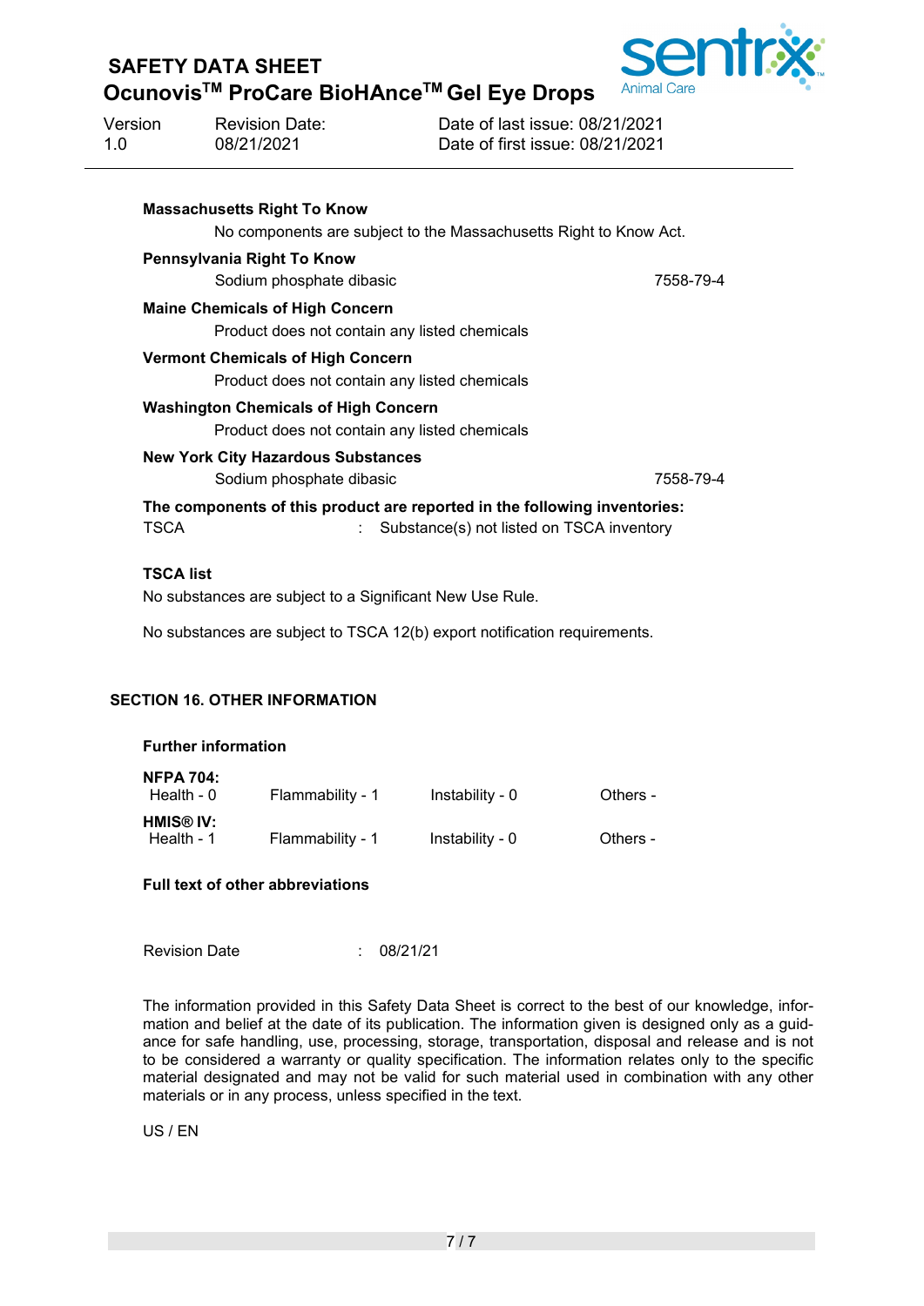**Massachusetts Right To Know**

No components are subject to the Massachusetts Right to Know Act.

**Pennsylvania Right To Know**

| | |
|---|---|
| Sodium phosphate dibasic | 7558-79-4 |

**Maine Chemicals of High Concern**

Product does not contain any listed chemicals

**Vermont Chemicals of High Concern**

Product does not contain any listed chemicals

**Washington Chemicals of High Concern**

Product does not contain any listed chemicals

**New York City Hazardous Substances**

| | |
|---|---|
| Sodium phosphate dibasic | 7558-79-4 |

**The components of this product are reported in the following inventories:**

TSCA : Substance(s) not listed on TSCA inventory

**TSCA list**

No substances are subject to a Significant New Use Rule.

No substances are subject to TSCA 12(b) export notification requirements.

## SECTION 16. OTHER INFORMATION

**Further information**

**NFPA 704:**

| | | | |
|---|---|---|---|
| Health - 0 | Flammability - 1 | Instability - 0 | Others - |

**HMIS® IV:**

| | | | |
|---|---|---|---|
| Health - 1 | Flammability - 1 | Instability - 0 | Others - |

**Full text of other abbreviations**

Revision Date : 08/21/21

The information provided in this Safety Data Sheet is correct to the best of our knowledge, information and belief at the date of its publication. The information given is designed only as a guidance for safe handling, use, processing, storage, transportation, disposal and release and is not to be considered a warranty or quality specification. The information relates only to the specific material designated and may not be valid for such material used in combination with any other materials or in any process, unless specified in the text.

US / EN